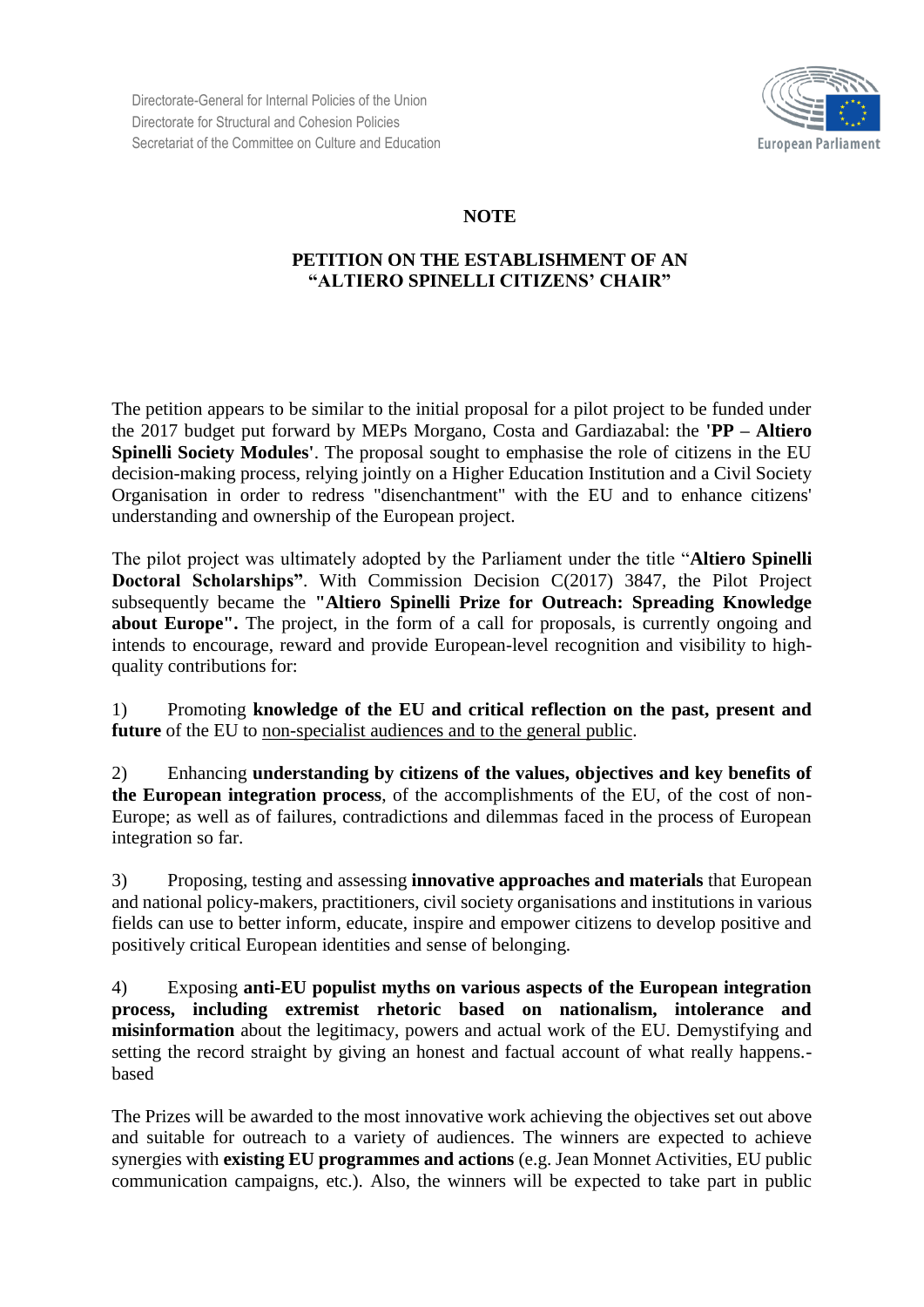Directorate-General for Internal Policies of the Union
Directorate for Structural and Cohesion Policies
Secretariat of the Committee on Culture and Education

European Parliament

**NOTE**

**PETITION ON THE ESTABLISHMENT OF AN "ALTIERO SPINELLI CITIZENS' CHAIR"**

The petition appears to be similar to the initial proposal for a pilot project to be funded under the 2017 budget put forward by MEPs Morgano, Costa and Gardiazabal: the **'PP – Altiero Spinelli Society Modules'**. The proposal sought to emphasise the role of citizens in the EU decision-making process, relying jointly on a Higher Education Institution and a Civil Society Organisation in order to redress "disenchantment" with the EU and to enhance citizens' understanding and ownership of the European project.

The pilot project was ultimately adopted by the Parliament under the title "**Altiero Spinelli Doctoral Scholarships"**. With Commission Decision C(2017) 3847, the Pilot Project subsequently became the **"Altiero Spinelli Prize for Outreach: Spreading Knowledge about Europe".** The project, in the form of a call for proposals, is currently ongoing and intends to encourage, reward and provide European-level recognition and visibility to high-quality contributions for:

1) Promoting **knowledge of the EU and critical reflection on the past, present and future** of the EU to <u>non-specialist audiences and to the general public</u>.

2) Enhancing **understanding by citizens of the values, objectives and key benefits of the European integration process**, of the accomplishments of the EU, of the cost of non-Europe; as well as of failures, contradictions and dilemmas faced in the process of European integration so far.

3) Proposing, testing and assessing **innovative approaches and materials** that European and national policy-makers, practitioners, civil society organisations and institutions in various fields can use to better inform, educate, inspire and empower citizens to develop positive and positively critical European identities and sense of belonging.

4) Exposing **anti-EU populist myths on various aspects of the European integration process, including extremist rhetoric based on nationalism, intolerance and misinformation** about the legitimacy, powers and actual work of the EU. Demystifying and setting the record straight by giving an honest and factual account of what really happens.-based

The Prizes will be awarded to the most innovative work achieving the objectives set out above and suitable for outreach to a variety of audiences. The winners are expected to achieve synergies with **existing EU programmes and actions** (e.g. Jean Monnet Activities, EU public communication campaigns, etc.). Also, the winners will be expected to take part in public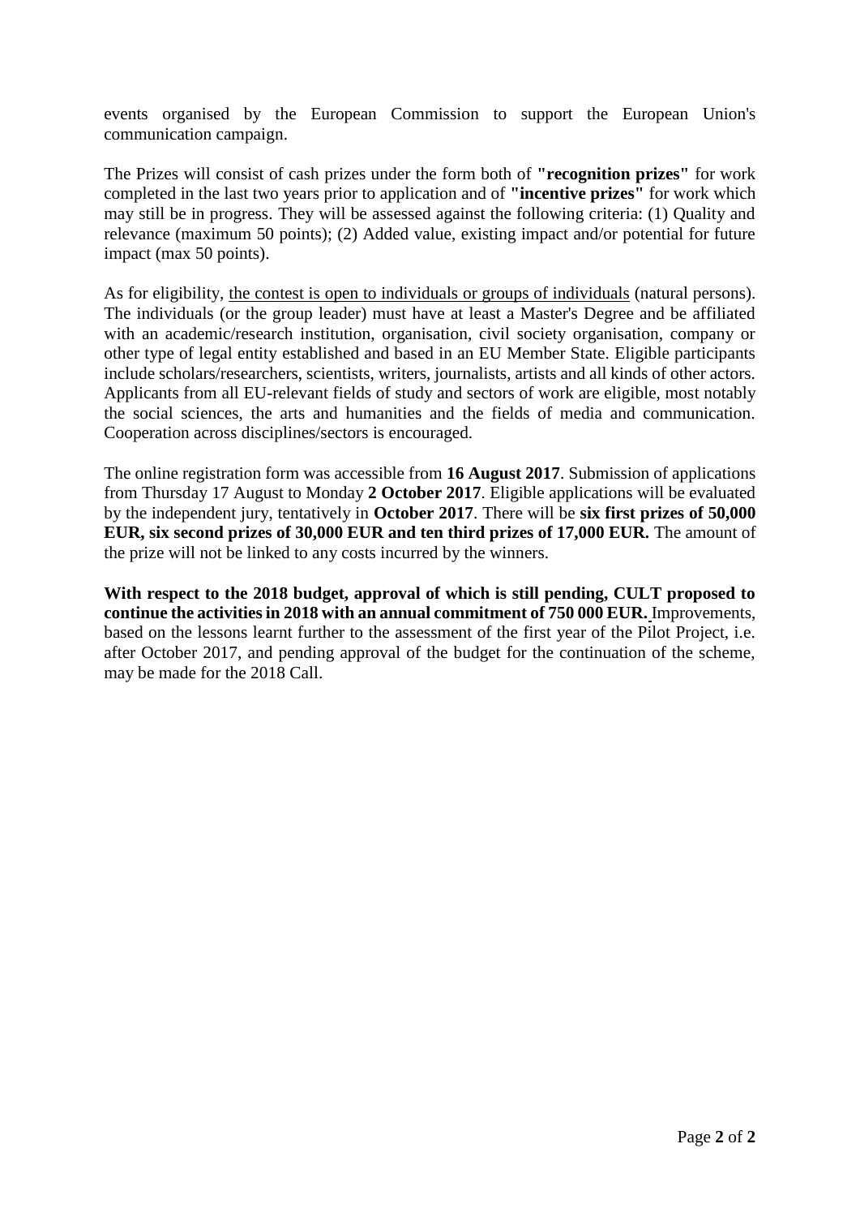events organised by the European Commission to support the European Union's communication campaign.

The Prizes will consist of cash prizes under the form both of **"recognition prizes"** for work completed in the last two years prior to application and of **"incentive prizes"** for work which may still be in progress. They will be assessed against the following criteria: (1) Quality and relevance (maximum 50 points); (2) Added value, existing impact and/or potential for future impact (max 50 points).

As for eligibility, the contest is open to individuals or groups of individuals (natural persons). The individuals (or the group leader) must have at least a Master's Degree and be affiliated with an academic/research institution, organisation, civil society organisation, company or other type of legal entity established and based in an EU Member State. Eligible participants include scholars/researchers, scientists, writers, journalists, artists and all kinds of other actors. Applicants from all EU-relevant fields of study and sectors of work are eligible, most notably the social sciences, the arts and humanities and the fields of media and communication. Cooperation across disciplines/sectors is encouraged.

The online registration form was accessible from **16 August 2017**. Submission of applications from Thursday 17 August to Monday **2 October 2017**. Eligible applications will be evaluated by the independent jury, tentatively in **October 2017**. There will be **six first prizes of 50,000 EUR, six second prizes of 30,000 EUR and ten third prizes of 17,000 EUR.** The amount of the prize will not be linked to any costs incurred by the winners.

**With respect to the 2018 budget, approval of which is still pending, CULT proposed to continue the activities in 2018 with an annual commitment of 750 000 EUR.** Improvements, based on the lessons learnt further to the assessment of the first year of the Pilot Project, i.e. after October 2017, and pending approval of the budget for the continuation of the scheme, may be made for the 2018 Call.